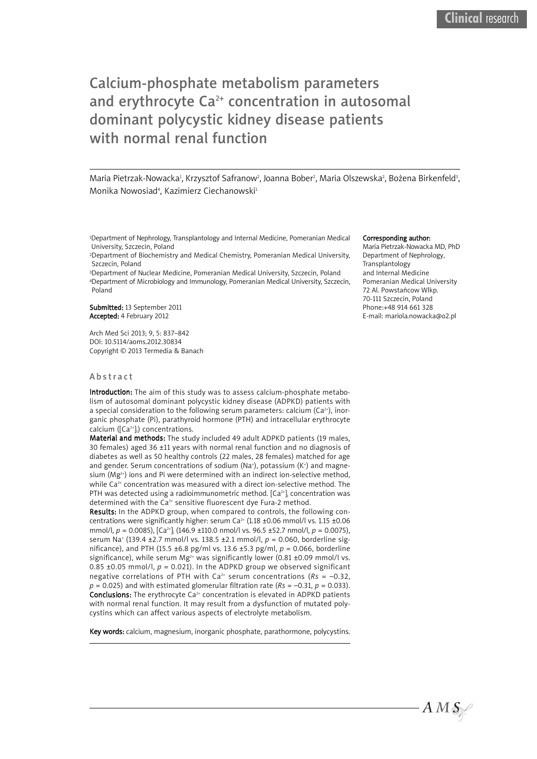# Calcium-phosphate metabolism parameters and erythrocyte $Ca^{2+}$ concentration in autosomal dominant polycystic kidney disease patients with normal renal function

Maria Pietrzak-Nowacka[1], Krzysztof Safranow[2], Joanna Bober[2], Maria Olszewska[2], Bożena Birkenfeld[3], Monika Nowosiad[4], Kazimierz Ciechanowski[1]

[1]Department of Nephrology, Transplantology and Internal Medicine, Pomeranian Medical University, Szczecin, Poland
[2]Department of Biochemistry and Medical Chemistry, Pomeranian Medical University, Szczecin, Poland
[3]Department of Nuclear Medicine, Pomeranian Medical University, Szczecin, Poland
[4]Department of Microbiology and Immunology, Pomeranian Medical University, Szczecin, Poland

**Submitted:** 13 September 2011
**Accepted:** 4 February 2012

Arch Med Sci 2013; 9, 5: 837–842
DOI: 10.5114/aoms.2012.30834
Copyright © 2013 Termedia & Banach

**Corresponding author:**
Maria Pietrzak-Nowacka MD, PhD
Department of Nephrology, Transplantology and Internal Medicine
Pomeranian Medical University
72 Al. Powstańców Wlkp.
70-111 Szczecin, Poland
Phone:+48 914 661 328
E-mail: mariola.nowacka@o2.pl

## Abstract

**Introduction:** The aim of this study was to assess calcium-phosphate metabolism of autosomal dominant polycystic kidney disease (ADPKD) patients with a special consideration to the following serum parameters: calcium ($Ca^{2+}$), inorganic phosphate (Pi), parathyroid hormone (PTH) and intracellular erythrocyte calcium ($[Ca^{2+}]_i$) concentrations.

**Material and methods:** The study included 49 adult ADPKD patients (19 males, 30 females) aged 36 ±11 years with normal renal function and no diagnosis of diabetes as well as 50 healthy controls (22 males, 28 females) matched for age and gender. Serum concentrations of sodium ($Na^+$), potassium ($K^+$) and magnesium ($Mg^{2+}$) ions and Pi were determined with an indirect ion-selective method, while $Ca^{2+}$ concentration was measured with a direct ion-selective method. The PTH was detected using a radioimmunometric method. $[Ca^{2+}]_i$ concentration was determined with the $Ca^{2+}$ sensitive fluorescent dye Fura-2 method.

**Results:** In the ADPKD group, when compared to controls, the following concentrations were significantly higher: serum $Ca^{2+}$ (1.18 ±0.06 mmol/l vs. 1.15 ±0.06 mmol/l, $p = 0.0085$), $[Ca^{2+}]_i$ (146.9 ±110.0 nmol/l vs. 96.5 ±52.7 nmol/l, $p = 0.0075$), serum $Na^+$ (139.4 ±2.7 mmol/l vs. 138.5 ±2.1 mmol/l, $p = 0.060$, borderline significance), and PTH (15.5 ±6.8 pg/ml vs. 13.6 ±5.3 pg/ml, $p = 0.066$, borderline significance), while serum $Mg^{2+}$ was significantly lower (0.81 ±0.09 mmol/l vs. 0.85 ±0.05 mmol/l, $p = 0.021$). In the ADPKD group we observed significant negative correlations of PTH with $Ca^{2+}$ serum concentrations ($Rs = -0.32$, $p = 0.025$) and with estimated glomerular filtration rate ($Rs = -0.31$, $p = 0.033$).

**Conclusions:** The erythrocyte $Ca^{2+}$ concentration is elevated in ADPKD patients with normal renal function. It may result from a dysfunction of mutated polycystins which can affect various aspects of electrolyte metabolism.

**Key words:** calcium, magnesium, inorganic phosphate, parathormone, polycystins.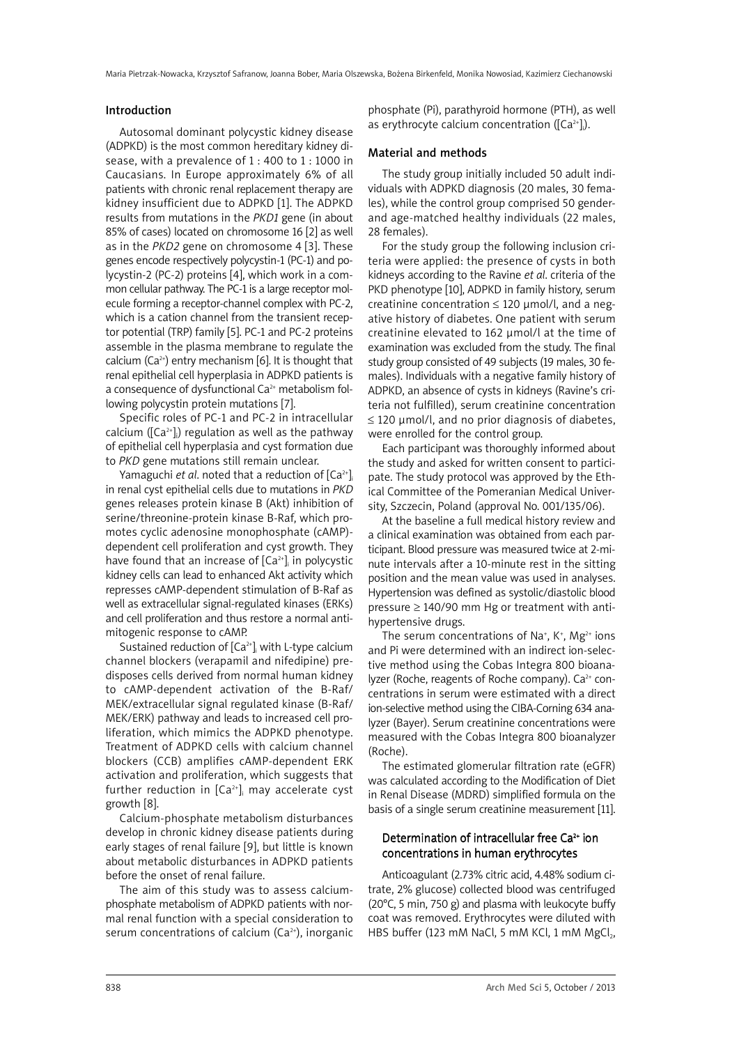## Introduction

Autosomal dominant polycystic kidney disease (ADPKD) is the most common hereditary kidney disease, with a prevalence of 1 : 400 to 1 : 1000 in Caucasians. In Europe approximately 6% of all patients with chronic renal replacement therapy are kidney insufficient due to ADPKD [1]. The ADPKD results from mutations in the *PKD1* gene (in about 85% of cases) located on chromosome 16 [2] as well as in the *PKD2* gene on chromosome 4 [3]. These genes encode respectively polycystin-1 (PC-1) and polycystin-2 (PC-2) proteins [4], which work in a common cellular pathway. The PC-1 is a large receptor molecule forming a receptor-channel complex with PC-2, which is a cation channel from the transient receptor potential (TRP) family [5]. PC-1 and PC-2 proteins assemble in the plasma membrane to regulate the calcium ($Ca^{2+}$) entry mechanism [6]. It is thought that renal epithelial cell hyperplasia in ADPKD patients is a consequence of dysfunctional $Ca^{2+}$ metabolism following polycystin protein mutations [7].

Specific roles of PC-1 and PC-2 in intracellular calcium ($[Ca^{2+}]_i$) regulation as well as the pathway of epithelial cell hyperplasia and cyst formation due to *PKD* gene mutations still remain unclear.

Yamaguchi *et al.* noted that a reduction of $[Ca^{2+}]_i$ in renal cyst epithelial cells due to mutations in *PKD* genes releases protein kinase B (Akt) inhibition of serine/threonine-protein kinase B-Raf, which promotes cyclic adenosine monophosphate (cAMP)-dependent cell proliferation and cyst growth. They have found that an increase of $[Ca^{2+}]_i$ in polycystic kidney cells can lead to enhanced Akt activity which represses cAMP-dependent stimulation of B-Raf as well as extracellular signal-regulated kinases (ERKs) and cell proliferation and thus restore a normal antimitogenic response to cAMP.

Sustained reduction of $[Ca^{2+}]_i$ with L-type calcium channel blockers (verapamil and nifedipine) predisposes cells derived from normal human kidney to cAMP-dependent activation of the B-Raf/MEK/extracellular signal regulated kinase (B-Raf/MEK/ERK) pathway and leads to increased cell proliferation, which mimics the ADPKD phenotype. Treatment of ADPKD cells with calcium channel blockers (CCB) amplifies cAMP-dependent ERK activation and proliferation, which suggests that further reduction in $[Ca^{2+}]_i$ may accelerate cyst growth [8].

Calcium-phosphate metabolism disturbances develop in chronic kidney disease patients during early stages of renal failure [9], but little is known about metabolic disturbances in ADPKD patients before the onset of renal failure.

The aim of this study was to assess calcium-phosphate metabolism of ADPKD patients with normal renal function with a special consideration to serum concentrations of calcium ($Ca^{2+}$), inorganic phosphate (Pi), parathyroid hormone (PTH), as well as erythrocyte calcium concentration ($[Ca^{2+}]_i$).

## Material and methods

The study group initially included 50 adult individuals with ADPKD diagnosis (20 males, 30 females), while the control group comprised 50 gender- and age-matched healthy individuals (22 males, 28 females).

For the study group the following inclusion criteria were applied: the presence of cysts in both kidneys according to the Ravine *et al.* criteria of the PKD phenotype [10], ADPKD in family history, serum creatinine concentration ≤ 120 μmol/l, and a negative history of diabetes. One patient with serum creatinine elevated to 162 μmol/l at the time of examination was excluded from the study. The final study group consisted of 49 subjects (19 males, 30 females). Individuals with a negative family history of ADPKD, an absence of cysts in kidneys (Ravine's criteria not fulfilled), serum creatinine concentration ≤ 120 μmol/l, and no prior diagnosis of diabetes, were enrolled for the control group.

Each participant was thoroughly informed about the study and asked for written consent to participate. The study protocol was approved by the Ethical Committee of the Pomeranian Medical University, Szczecin, Poland (approval No. 001/135/06).

At the baseline a full medical history review and a clinical examination was obtained from each participant. Blood pressure was measured twice at 2-minute intervals after a 10-minute rest in the sitting position and the mean value was used in analyses. Hypertension was defined as systolic/diastolic blood pressure ≥ 140/90 mm Hg or treatment with antihypertensive drugs.

The serum concentrations of $Na^+$, $K^+$, $Mg^{2+}$ ions and Pi were determined with an indirect ion-selective method using the Cobas Integra 800 bioanalyzer (Roche, reagents of Roche company). $Ca^{2+}$ concentrations in serum were estimated with a direct ion-selective method using the CIBA-Corning 634 analyzer (Bayer). Serum creatinine concentrations were measured with the Cobas Integra 800 bioanalyzer (Roche).

The estimated glomerular filtration rate (eGFR) was calculated according to the Modification of Diet in Renal Disease (MDRD) simplified formula on the basis of a single serum creatinine measurement [11].

### Determination of intracellular free $Ca^{2+}$ ion concentrations in human erythrocytes

Anticoagulant (2.73% citric acid, 4.48% sodium citrate, 2% glucose) collected blood was centrifuged (20°C, 5 min, 750 g) and plasma with leukocyte buffy coat was removed. Erythrocytes were diluted with HBS buffer (123 mM NaCl, 5 mM KCl, 1 mM $MgCl_2$,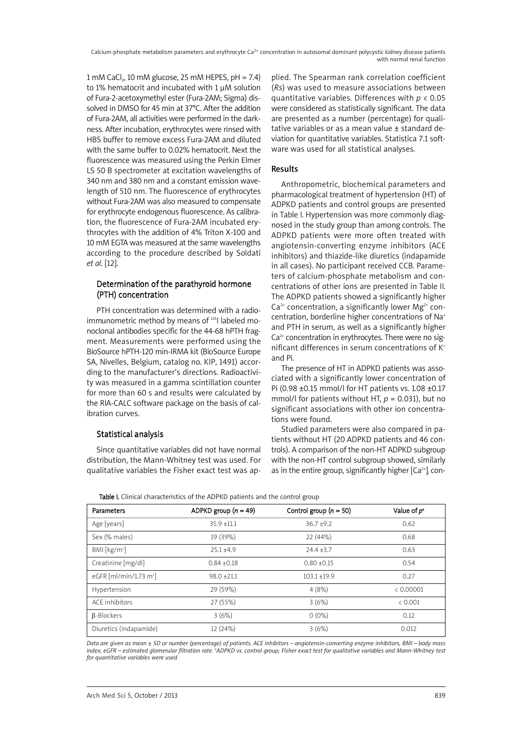1 mM $CaCl_2$, 10 mM glucose, 25 mM HEPES, pH = 7.4) to 1% hematocrit and incubated with 1 μM solution of Fura-2-acetoxymethyl ester (Fura-2AM; Sigma) dissolved in DMSO for 45 min at 37°C. After the addition of Fura-2AM, all activities were performed in the darkness. After incubation, erythrocytes were rinsed with HBS buffer to remove excess Fura-2AM and diluted with the same buffer to 0.02% hematocrit. Next the fluorescence was measured using the Perkin Elmer LS 50 B spectrometer at excitation wavelengths of 340 nm and 380 nm and a constant emission wavelength of 510 nm. The fluorescence of erythrocytes without Fura-2AM was also measured to compensate for erythrocyte endogenous fluorescence. As calibration, the fluorescence of Fura-2AM incubated erythrocytes with the addition of 4% Triton X-100 and 10 mM EGTA was measured at the same wavelengths according to the procedure described by Soldati *et al.* [12].

### Determination of the parathyroid hormone (PTH) concentration

PTH concentration was determined with a radioimmunometric method by means of $^{125}I$ labeled monoclonal antibodies specific for the 44-68 hPTH fragment. Measurements were performed using the BioSource hPTH-120 min-IRMA kit (BioSource Europe SA, Nivelles, Belgium, catalog no. KIP, 1491) according to the manufacturer's directions. Radioactivity was measured in a gamma scintillation counter for more than 60 s and results were calculated by the RIA-CALC software package on the basis of calibration curves.

### Statistical analysis

Since quantitative variables did not have normal distribution, the Mann-Whitney test was used. For qualitative variables the Fisher exact test was applied. The Spearman rank correlation coefficient (*Rs*) was used to measure associations between quantitative variables. Differences with $p < 0.05$ were considered as statistically significant. The data are presented as a number (percentage) for qualitative variables or as a mean value ± standard deviation for quantitative variables. Statistica 7.1 software was used for all statistical analyses.

## Results

Anthropometric, biochemical parameters and pharmacological treatment of hypertension (HT) of ADPKD patients and control groups are presented in Table I. Hypertension was more commonly diagnosed in the study group than among controls. The ADPKD patients were more often treated with angiotensin-converting enzyme inhibitors (ACE inhibitors) and thiazide-like diuretics (indapamide in all cases). No participant received CCB. Parameters of calcium-phosphate metabolism and concentrations of other ions are presented in Table II. The ADPKD patients showed a significantly higher $Ca^{2+}$ concentration, a significantly lower $Mg^{2+}$ concentration, borderline higher concentrations of $Na^+$ and PTH in serum, as well as a significantly higher $Ca^{2+}$ concentration in erythrocytes. There were no significant differences in serum concentrations of $K^+$ and Pi.

The presence of HT in ADPKD patients was associated with a significantly lower concentration of Pi (0.98 ±0.15 mmol/l for HT patients vs. 1.08 ±0.17 mmol/l for patients without HT, $p = 0.031$), but no significant associations with other ion concentrations were found.

Studied parameters were also compared in patients without HT (20 ADPKD patients and 46 controls). A comparison of the non-HT ADPKD subgroup with the non-HT control subgroup showed, similarly as in the entire group, significantly higher $[Ca^{2+}]_i$ con-

**Table I.** Clinical characteristics of the ADPKD patients and the control group

| Parameters | ADPKD group ($n$ = 49) | Control group ($n$ = 50) | Value of $p^a$ |
|---|---|---|---|
| Age [years] | 35.9 ±11.1 | 36.7 ±9.2 | 0.62 |
| Sex (% males) | 19 (39%) | 22 (44%) | 0.68 |
| BMI [kg/m$^2$] | 25.1 ±4.9 | 24.4 ±3.7 | 0.63 |
| Creatinine [mg/dl] | 0.84 ±0.18 | 0.80 ±0.15 | 0.54 |
| eGFR [ml/min/1.73 m$^2$] | 98.0 ±21.1 | 103.1 ±19.9 | 0.27 |
| Hypertension | 29 (59%) | 4 (8%) | < 0.00001 |
| ACE inhibitors | 27 (55%) | 3 (6%) | < 0.001 |
| β-Blockers | 3 (6%) | 0 (0%) | 0.12 |
| Diuretics (indapamide) | 12 (24%) | 3 (6%) | 0.012 |

*Data are given as mean ± SD or number (percentage) of patients. ACE inhibitors – angiotensin-converting enzyme inhibitors, BMI – body mass index, eGFR – estimated glomerular filtration rate. [a]ADPKD vs. control group; Fisher exact test for qualitative variables and Mann-Whitney test for quantitative variables were used*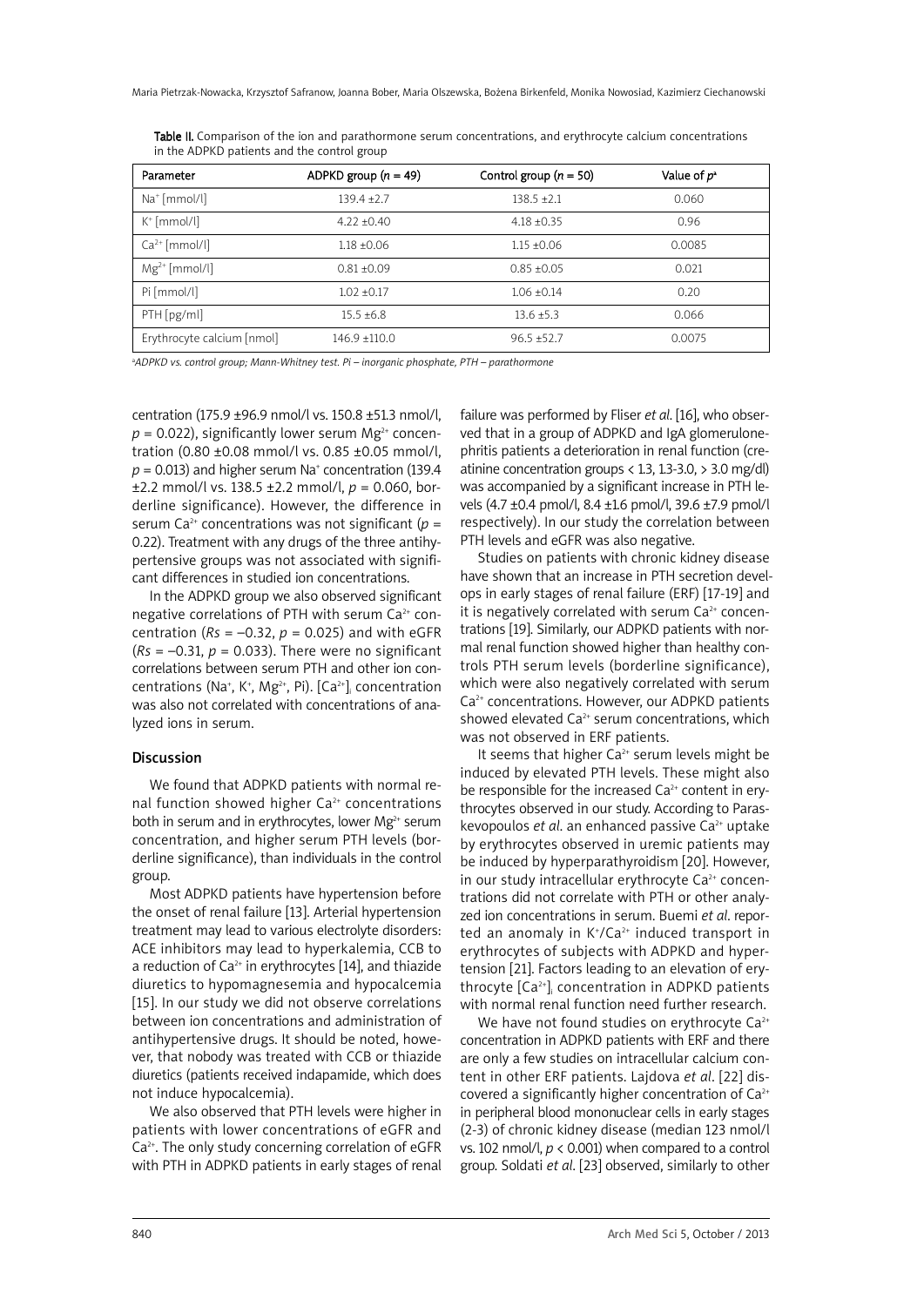Table II. Comparison of the ion and parathormone serum concentrations, and erythrocyte calcium concentrations in the ADPKD patients and the control group

| Parameter | ADPKD group ($n$ = 49) | Control group ($n$ = 50) | Value of $p^a$ |
|---|---|---|---|
| $Na^+$ [mmol/l] | 139.4 ±2.7 | 138.5 ±2.1 | 0.060 |
| $K^+$ [mmol/l] | 4.22 ±0.40 | 4.18 ±0.35 | 0.96 |
| $Ca^{2+}$ [mmol/l] | 1.18 ±0.06 | 1.15 ±0.06 | 0.0085 |
| $Mg^{2+}$ [mmol/l] | 0.81 ±0.09 | 0.85 ±0.05 | 0.021 |
| Pi [mmol/l] | 1.02 ±0.17 | 1.06 ±0.14 | 0.20 |
| PTH [pg/ml] | 15.5 ±6.8 | 13.6 ±5.3 | 0.066 |
| Erythrocyte calcium [nmol] | 146.9 ±110.0 | 96.5 ±52.7 | 0.0075 |

[a]*ADPKD vs. control group; Mann-Whitney test. Pi – inorganic phosphate, PTH – parathormone*

centration (175.9 ±96.9 nmol/l vs. 150.8 ±51.3 nmol/l, $p$ = 0.022), significantly lower serum $Mg^{2+}$ concentration (0.80 ±0.08 mmol/l vs. 0.85 ±0.05 mmol/l, $p$ = 0.013) and higher serum $Na^+$ concentration (139.4 ±2.2 mmol/l vs. 138.5 ±2.2 mmol/l, $p$ = 0.060, borderline significance). However, the difference in serum $Ca^{2+}$ concentrations was not significant ($p$ = 0.22). Treatment with any drugs of the three antihypertensive groups was not associated with significant differences in studied ion concentrations.

In the ADPKD group we also observed significant negative correlations of PTH with serum $Ca^{2+}$ concentration ($Rs$ = –0.32, $p$ = 0.025) and with eGFR ($Rs$ = –0.31, $p$ = 0.033). There were no significant correlations between serum PTH and other ion concentrations ($Na^+$, $K^+$, $Mg^{2+}$, Pi). $[Ca^{2+}]_i$ concentration was also not correlated with concentrations of analyzed ions in serum.

## Discussion

We found that ADPKD patients with normal renal function showed higher $Ca^{2+}$ concentrations both in serum and in erythrocytes, lower $Mg^{2+}$ serum concentration, and higher serum PTH levels (borderline significance), than individuals in the control group.

Most ADPKD patients have hypertension before the onset of renal failure [13]. Arterial hypertension treatment may lead to various electrolyte disorders: ACE inhibitors may lead to hyperkalemia, CCB to a reduction of $Ca^{2+}$ in erythrocytes [14], and thiazide diuretics to hypomagnesemia and hypocalcemia [15]. In our study we did not observe correlations between ion concentrations and administration of antihypertensive drugs. It should be noted, however, that nobody was treated with CCB or thiazide diuretics (patients received indapamide, which does not induce hypocalcemia).

We also observed that PTH levels were higher in patients with lower concentrations of eGFR and $Ca^{2+}$. The only study concerning correlation of eGFR with PTH in ADPKD patients in early stages of renal failure was performed by Fliser *et al*. [16], who observed that in a group of ADPKD and IgA glomerulonephritis patients a deterioration in renal function (creatinine concentration groups < 1.3, 1.3-3.0, > 3.0 mg/dl) was accompanied by a significant increase in PTH levels (4.7 ±0.4 pmol/l, 8.4 ±1.6 pmol/l, 39.6 ±7.9 pmol/l respectively). In our study the correlation between PTH levels and eGFR was also negative.

Studies on patients with chronic kidney disease have shown that an increase in PTH secretion develops in early stages of renal failure (ERF) [17-19] and it is negatively correlated with serum $Ca^{2+}$ concentrations [19]. Similarly, our ADPKD patients with normal renal function showed higher than healthy controls PTH serum levels (borderline significance), which were also negatively correlated with serum $Ca^{2+}$ concentrations. However, our ADPKD patients showed elevated $Ca^{2+}$ serum concentrations, which was not observed in ERF patients.

It seems that higher $Ca^{2+}$ serum levels might be induced by elevated PTH levels. These might also be responsible for the increased $Ca^{2+}$ content in erythrocytes observed in our study. According to Paraskevopoulos *et al*. an enhanced passive $Ca^{2+}$ uptake by erythrocytes observed in uremic patients may be induced by hyperparathyroidism [20]. However, in our study intracellular erythrocyte $Ca^{2+}$ concentrations did not correlate with PTH or other analyzed ion concentrations in serum. Buemi *et al*. reported an anomaly in $K^+/Ca^{2+}$ induced transport in erythrocytes of subjects with ADPKD and hypertension [21]. Factors leading to an elevation of erythrocyte $[Ca^{2+}]_i$ concentration in ADPKD patients with normal renal function need further research.

We have not found studies on erythrocyte $Ca^{2+}$ concentration in ADPKD patients with ERF and there are only a few studies on intracellular calcium content in other ERF patients. Lajdova *et al*. [22] discovered a significantly higher concentration of $Ca^{2+}$ in peripheral blood mononuclear cells in early stages (2-3) of chronic kidney disease (median 123 nmol/l vs. 102 nmol/l, $p$ < 0.001) when compared to a control group. Soldati *et al*. [23] observed, similarly to other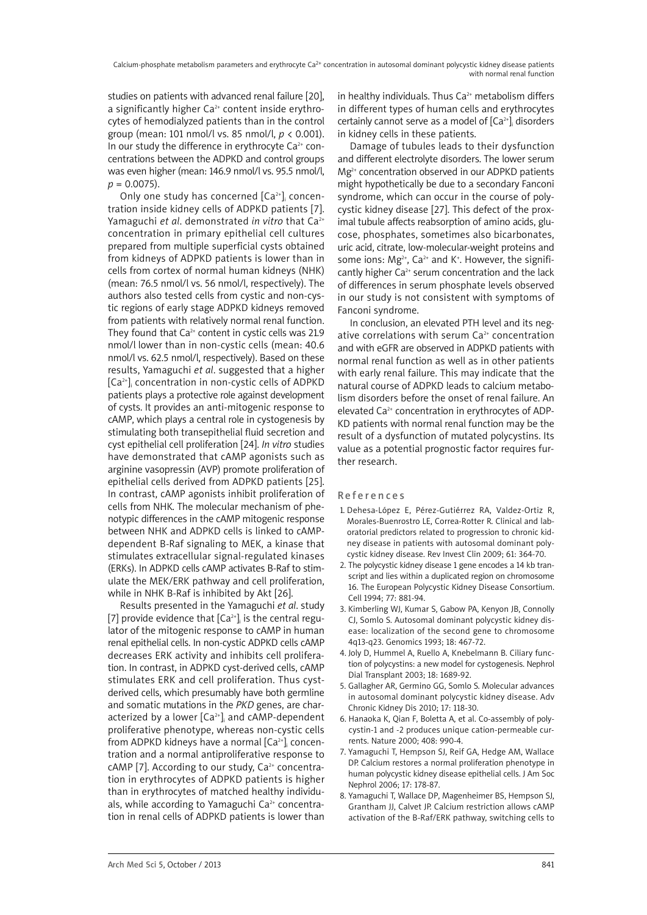studies on patients with advanced renal failure [20], a significantly higher $Ca^{2+}$ content inside erythrocytes of hemodialyzed patients than in the control group (mean: 101 nmol/l vs. 85 nmol/l, $p < 0.001$). In our study the difference in erythrocyte $Ca^{2+}$ concentrations between the ADPKD and control groups was even higher (mean: 146.9 nmol/l vs. 95.5 nmol/l, $p = 0.0075$).

Only one study has concerned $[Ca^{2+}]_i$ concentration inside kidney cells of ADPKD patients [7]. Yamaguchi *et al*. demonstrated *in vitro* that $Ca^{2+}$ concentration in primary epithelial cell cultures prepared from multiple superficial cysts obtained from kidneys of ADPKD patients is lower than in cells from cortex of normal human kidneys (NHK) (mean: 76.5 nmol/l vs. 56 nmol/l, respectively). The authors also tested cells from cystic and non-cystic regions of early stage ADPKD kidneys removed from patients with relatively normal renal function. They found that $Ca^{2+}$ content in cystic cells was 21.9 nmol/l lower than in non-cystic cells (mean: 40.6 nmol/l vs. 62.5 nmol/l, respectively). Based on these results, Yamaguchi *et al*. suggested that a higher $[Ca^{2+}]_i$ concentration in non-cystic cells of ADPKD patients plays a protective role against development of cysts. It provides an anti-mitogenic response to cAMP, which plays a central role in cystogenesis by stimulating both transepithelial fluid secretion and cyst epithelial cell proliferation [24]. *In vitro* studies have demonstrated that cAMP agonists such as arginine vasopressin (AVP) promote proliferation of epithelial cells derived from ADPKD patients [25]. In contrast, cAMP agonists inhibit proliferation of cells from NHK. The molecular mechanism of phenotypic differences in the cAMP mitogenic response between NHK and ADPKD cells is linked to cAMP-dependent B-Raf signaling to MEK, a kinase that stimulates extracellular signal-regulated kinases (ERKs). In ADPKD cells cAMP activates B-Raf to stimulate the MEK/ERK pathway and cell proliferation, while in NHK B-Raf is inhibited by Akt [26].

Results presented in the Yamaguchi *et al*. study [7] provide evidence that $[Ca^{2+}]_i$ is the central regulator of the mitogenic response to cAMP in human renal epithelial cells. In non-cystic ADPKD cells cAMP decreases ERK activity and inhibits cell proliferation. In contrast, in ADPKD cyst-derived cells, cAMP stimulates ERK and cell proliferation. Thus cyst-derived cells, which presumably have both germline and somatic mutations in the *PKD* genes, are characterized by a lower $[Ca^{2+}]_i$ and cAMP-dependent proliferative phenotype, whereas non-cystic cells from ADPKD kidneys have a normal $[Ca^{2+}]_i$ concentration and a normal antiproliferative response to cAMP [7]. According to our study, $Ca^{2+}$ concentration in erythrocytes of ADPKD patients is higher than in erythrocytes of matched healthy individuals, while according to Yamaguchi $Ca^{2+}$ concentration in renal cells of ADPKD patients is lower than in healthy individuals. Thus $Ca^{2+}$ metabolism differs in different types of human cells and erythrocytes certainly cannot serve as a model of $[Ca^{2+}]_i$ disorders in kidney cells in these patients.

Damage of tubules leads to their dysfunction and different electrolyte disorders. The lower serum $Mg^{2+}$ concentration observed in our ADPKD patients might hypothetically be due to a secondary Fanconi syndrome, which can occur in the course of polycystic kidney disease [27]. This defect of the proximal tubule affects reabsorption of amino acids, glucose, phosphates, sometimes also bicarbonates, uric acid, citrate, low-molecular-weight proteins and some ions: $Mg^{2+}$, $Ca^{2+}$ and $K^{+}$. However, the significantly higher $Ca^{2+}$ serum concentration and the lack of differences in serum phosphate levels observed in our study is not consistent with symptoms of Fanconi syndrome.

In conclusion, an elevated PTH level and its negative correlations with serum $Ca^{2+}$ concentration and with eGFR are observed in ADPKD patients with normal renal function as well as in other patients with early renal failure. This may indicate that the natural course of ADPKD leads to calcium metabolism disorders before the onset of renal failure. An elevated $Ca^{2+}$ concentration in erythrocytes of ADPKD patients with normal renal function may be the result of a dysfunction of mutated polycystins. Its value as a potential prognostic factor requires further research.

## References

1. Dehesa-López E, Pérez-Gutiérrez RA, Valdez-Ortiz R, Morales-Buenrostro LE, Correa-Rotter R. Clinical and laboratorial predictors related to progression to chronic kidney disease in patients with autosomal dominant polycystic kidney disease. Rev Invest Clin 2009; 61: 364-70.
2. The polycystic kidney disease 1 gene encodes a 14 kb transcript and lies within a duplicated region on chromosome 16. The European Polycystic Kidney Disease Consortium. Cell 1994; 77: 881-94.
3. Kimberling WJ, Kumar S, Gabow PA, Kenyon JB, Connolly CJ, Somlo S. Autosomal dominant polycystic kidney disease: localization of the second gene to chromosome 4q13-q23. Genomics 1993; 18: 467-72.
4. Joly D, Hummel A, Ruello A, Knebelmann B. Ciliary function of polycystins: a new model for cystogenesis. Nephrol Dial Transplant 2003; 18: 1689-92.
5. Gallagher AR, Germino GG, Somlo S. Molecular advances in autosomal dominant polycystic kidney disease. Adv Chronic Kidney Dis 2010; 17: 118-30.
6. Hanaoka K, Qian F, Boletta A, et al. Co-assembly of polycystin-1 and -2 produces unique cation-permeable currents. Nature 2000; 408: 990-4.
7. Yamaguchi T, Hempson SJ, Reif GA, Hedge AM, Wallace DP. Calcium restores a normal proliferation phenotype in human polycystic kidney disease epithelial cells. J Am Soc Nephrol 2006; 17: 178-87.
8. Yamaguchi T, Wallace DP, Magenheimer BS, Hempson SJ, Grantham JJ, Calvet JP. Calcium restriction allows cAMP activation of the B-Raf/ERK pathway, switching cells to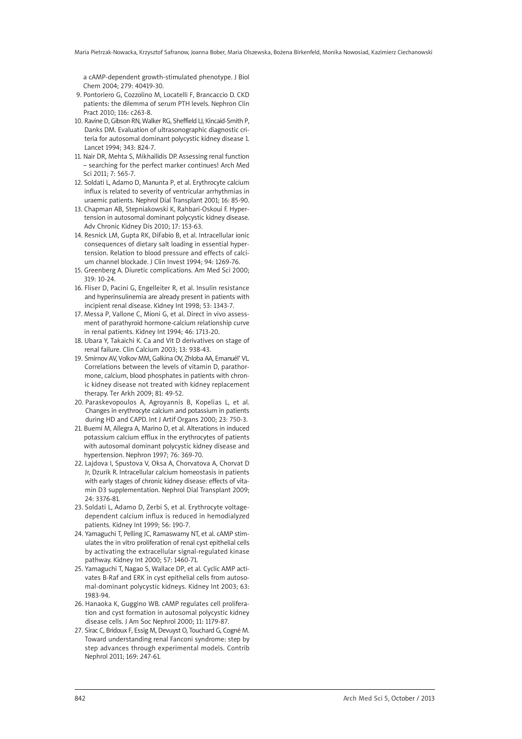a cAMP-dependent growth-stimulated phenotype. J Biol Chem 2004; 279: 40419-30.

9. Pontoriero G, Cozzolino M, Locatelli F, Brancaccio D. CKD patients: the dilemma of serum PTH levels. Nephron Clin Pract 2010; 116: c263-8.
10. Ravine D, Gibson RN, Walker RG, Sheffield LJ, Kincaid-Smith P, Danks DM. Evaluation of ultrasonographic diagnostic criteria for autosomal dominant polycystic kidney disease 1. Lancet 1994; 343: 824-7.
11. Nair DR, Mehta S, Mikhailidis DP. Assessing renal function – searching for the perfect marker continues! Arch Med Sci 2011; 7: 565-7.
12. Soldati L, Adamo D, Manunta P, et al. Erythrocyte calcium influx is related to severity of ventricular arrhythmias in uraemic patients. Nephrol Dial Transplant 2001; 16: 85-90.
13. Chapman AB, Stepniakowski K, Rahbari-Oskoui F. Hypertension in autosomal dominant polycystic kidney disease. Adv Chronic Kidney Dis 2010; 17: 153-63.
14. Resnick LM, Gupta RK, DiFabio B, et al. Intracellular ionic consequences of dietary salt loading in essential hypertension. Relation to blood pressure and effects of calcium channel blockade. J Clin Invest 1994; 94: 1269-76.
15. Greenberg A. Diuretic complications. Am Med Sci 2000; 319: 10-24.
16. Fliser D, Pacini G, Engelleiter R, et al. Insulin resistance and hyperinsulinemia are already present in patients with incipient renal disease. Kidney Int 1998; 53: 1343-7.
17. Messa P, Vallone C, Mioni G, et al. Direct in vivo assessment of parathyroid hormone-calcium relationship curve in renal patients. Kidney Int 1994; 46: 1713-20.
18. Ubara Y, Takaichi K. Ca and Vit D derivatives on stage of renal failure. Clin Calcium 2003; 13: 938-43.
19. Smirnov AV, Volkov MM, Galkina OV, Zhloba AA, Emanuél' VL. Correlations between the levels of vitamin D, parathormone, calcium, blood phosphates in patients with chronic kidney disease not treated with kidney replacement therapy. Ter Arkh 2009; 81: 49-52.
20. Paraskevopoulos A, Agroyannis B, Kopelias L, et al. Changes in erythrocyte calcium and potassium in patients during HD and CAPD. Int J Artif Organs 2000; 23: 750-3.
21. Buemi M, Allegra A, Marino D, et al. Alterations in induced potassium calcium efflux in the erythrocytes of patients with autosomal dominant polycystic kidney disease and hypertension. Nephron 1997; 76: 369-70.
22. Lajdova I, Spustova V, Oksa A, Chorvatova A, Chorvat D Jr, Dzurik R. Intracellular calcium homeostasis in patients with early stages of chronic kidney disease: effects of vitamin D3 supplementation. Nephrol Dial Transplant 2009; 24: 3376-81.
23. Soldati L, Adamo D, Zerbi S, et al. Erythrocyte voltage-dependent calcium influx is reduced in hemodialyzed patients. Kidney Int 1999; 56: 190-7.
24. Yamaguchi T, Pelling JC, Ramaswamy NT, et al. cAMP stimulates the in vitro proliferation of renal cyst epithelial cells by activating the extracellular signal-regulated kinase pathway. Kidney Int 2000; 57: 1460-71.
25. Yamaguchi T, Nagao S, Wallace DP, et al. Cyclic AMP activates B-Raf and ERK in cyst epithelial cells from autosomal-dominant polycystic kidneys. Kidney Int 2003; 63: 1983-94.
26. Hanaoka K, Guggino WB. cAMP regulates cell proliferation and cyst formation in autosomal polycystic kidney disease cells. J Am Soc Nephrol 2000; 11: 1179-87.
27. Sirac C, Bridoux F, Essig M, Devuyst O, Touchard G, Cogné M. Toward understanding renal Fanconi syndrome: step by step advances through experimental models. Contrib Nephrol 2011; 169: 247-61.